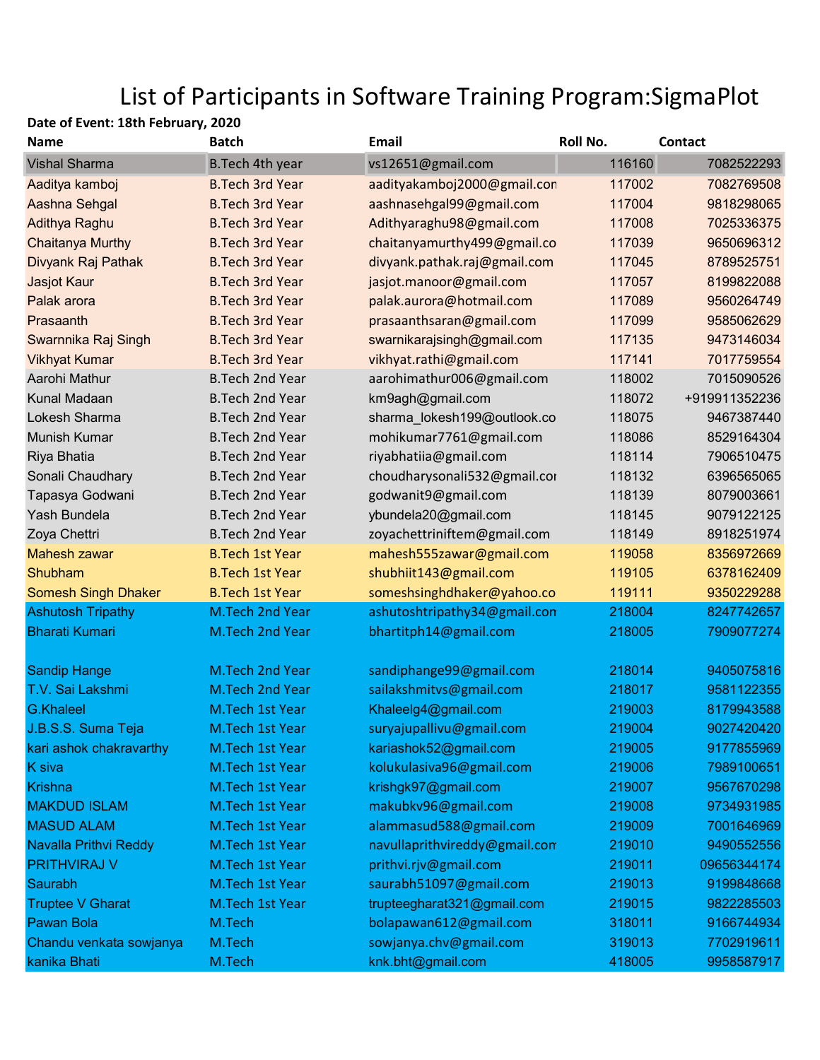# List of Participants in Software Training Program:SigmaPlot

**Date of Event: 18th February, 2020**

| Name | Batch | Email | Roll No. | Contact |
|---|---|---|---|---|
| Vishal Sharma | B.Tech 4th year | vs12651@gmail.com | 116160 | 7082522293 |
| Aaditya kamboj | B.Tech 3rd Year | aadityakamboj2000@gmail.com | 117002 | 7082769508 |
| Aashna Sehgal | B.Tech 3rd Year | aashnasehgal99@gmail.com | 117004 | 9818298065 |
| Adithya Raghu | B.Tech 3rd Year | Adithyaraghu98@gmail.com | 117008 | 7025336375 |
| Chaitanya Murthy | B.Tech 3rd Year | chaitanyamurthy499@gmail.co | 117039 | 9650696312 |
| Divyank Raj Pathak | B.Tech 3rd Year | divyank.pathak.raj@gmail.com | 117045 | 8789525751 |
| Jasjot Kaur | B.Tech 3rd Year | jasjot.manoor@gmail.com | 117057 | 8199822088 |
| Palak arora | B.Tech 3rd Year | palak.aurora@hotmail.com | 117089 | 9560264749 |
| Prasaanth | B.Tech 3rd Year | prasaanthsaran@gmail.com | 117099 | 9585062629 |
| Swarnnika Raj Singh | B.Tech 3rd Year | swarnikarajsingh@gmail.com | 117135 | 9473146034 |
| Vikhyat Kumar | B.Tech 3rd Year | vikhyat.rathi@gmail.com | 117141 | 7017759554 |
| Aarohi Mathur | B.Tech 2nd Year | aarohimathur006@gmail.com | 118002 | 7015090526 |
| Kunal Madaan | B.Tech 2nd Year | km9agh@gmail.com | 118072 | +919911352236 |
| Lokesh Sharma | B.Tech 2nd Year | sharma_lokesh199@outlook.co | 118075 | 9467387440 |
| Munish Kumar | B.Tech 2nd Year | mohikumar7761@gmail.com | 118086 | 8529164304 |
| Riya Bhatia | B.Tech 2nd Year | riyabhatiia@gmail.com | 118114 | 7906510475 |
| Sonali Chaudhary | B.Tech 2nd Year | choudharysonali532@gmail.com | 118132 | 6396565065 |
| Tapasya Godwani | B.Tech 2nd Year | godwanit9@gmail.com | 118139 | 8079003661 |
| Yash Bundela | B.Tech 2nd Year | ybundela20@gmail.com | 118145 | 9079122125 |
| Zoya Chettri | B.Tech 2nd Year | zoyachettriniftem@gmail.com | 118149 | 8918251974 |
| Mahesh zawar | B.Tech 1st Year | mahesh555zawar@gmail.com | 119058 | 8356972669 |
| Shubham | B.Tech 1st Year | shubhiit143@gmail.com | 119105 | 6378162409 |
| Somesh Singh Dhaker | B.Tech 1st Year | someshsinghdhaker@yahoo.co | 119111 | 9350229288 |
| Ashutosh Tripathy | M.Tech 2nd Year | ashutoshtripathy34@gmail.com | 218004 | 8247742657 |
| Bharati Kumari | M.Tech 2nd Year | bhartitph14@gmail.com | 218005 | 7909077274 |
| | | | | |
| Sandip Hange | M.Tech 2nd Year | sandiphange99@gmail.com | 218014 | 9405075816 |
| T.V. Sai Lakshmi | M.Tech 2nd Year | sailakshmitvs@gmail.com | 218017 | 9581122355 |
| G.Khaleel | M.Tech 1st Year | Khaleelg4@gmail.com | 219003 | 8179943588 |
| J.B.S.S. Suma Teja | M.Tech 1st Year | suryajupallivu@gmail.com | 219004 | 9027420420 |
| kari ashok chakravarthy | M.Tech 1st Year | kariashok52@gmail.com | 219005 | 9177855969 |
| K siva | M.Tech 1st Year | kolukulasiva96@gmail.com | 219006 | 7989100651 |
| Krishna | M.Tech 1st Year | krishgk97@gmail.com | 219007 | 9567670298 |
| MAKDUD ISLAM | M.Tech 1st Year | makubkv96@gmail.com | 219008 | 9734931985 |
| MASUD ALAM | M.Tech 1st Year | alammasud588@gmail.com | 219009 | 7001646969 |
| Navalla Prithvi Reddy | M.Tech 1st Year | navullaprithvireddy@gmail.com | 219010 | 9490552556 |
| PRITHVIRAJ V | M.Tech 1st Year | prithvi.rjv@gmail.com | 219011 | 09656344174 |
| Saurabh | M.Tech 1st Year | saurabh51097@gmail.com | 219013 | 9199848668 |
| Truptee V Gharat | M.Tech 1st Year | trupteegharat321@gmail.com | 219015 | 9822285503 |
| Pawan Bola | M.Tech | bolapawan612@gmail.com | 318011 | 9166744934 |
| Chandu venkata sowjanya | M.Tech | sowjanya.chv@gmail.com | 319013 | 7702919611 |
| kanika Bhati | M.Tech | knk.bht@gmail.com | 418005 | 9958587917 |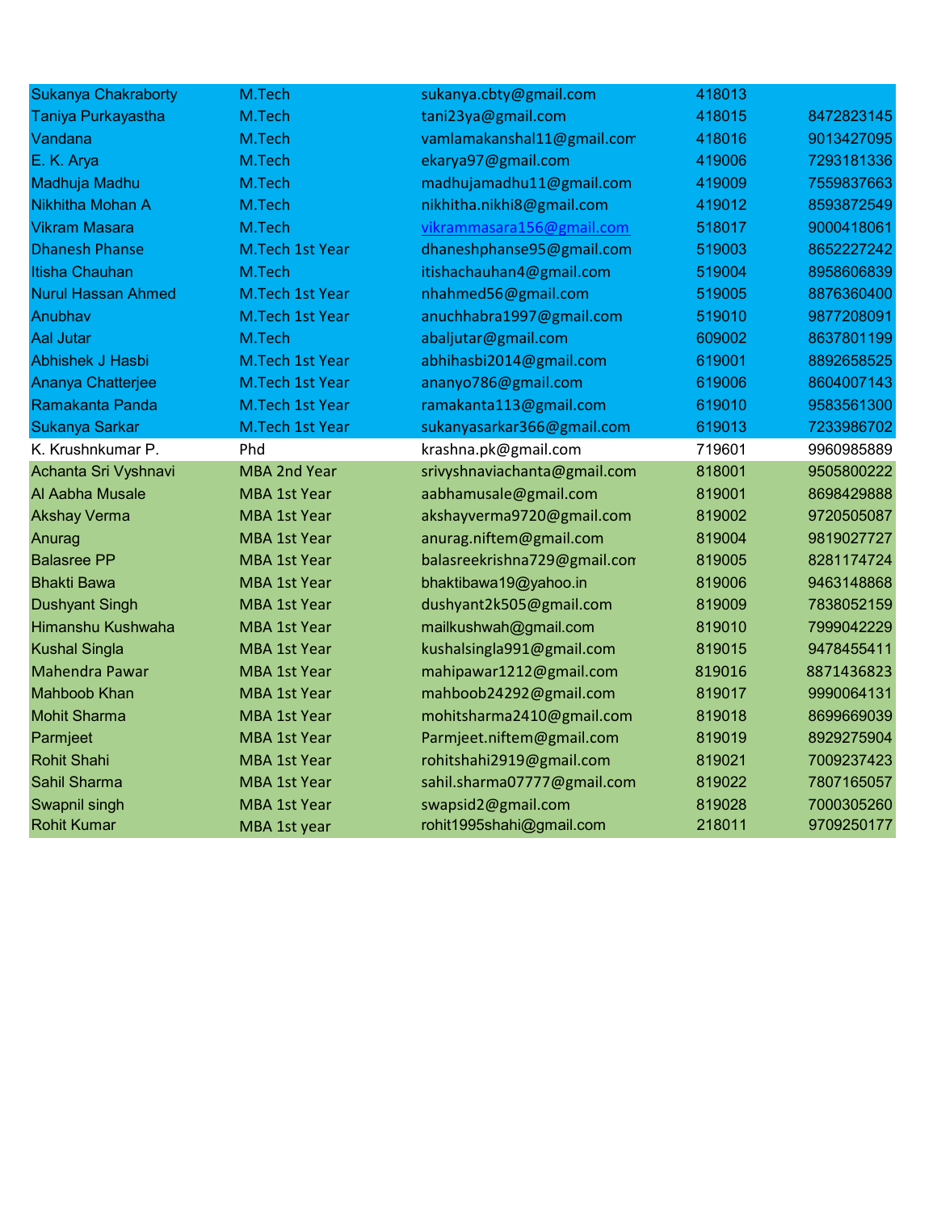| | | | | |
|---|---|---|---|---|
| Sukanya Chakraborty | M.Tech | sukanya.cbty@gmail.com | 418013 | |
| Taniya Purkayastha | M.Tech | tani23ya@gmail.com | 418015 | 8472823145 |
| Vandana | M.Tech | vamlamakanshal11@gmail.com | 418016 | 9013427095 |
| E. K. Arya | M.Tech | ekarya97@gmail.com | 419006 | 7293181336 |
| Madhuja Madhu | M.Tech | madhujamadhu11@gmail.com | 419009 | 7559837663 |
| Nikhitha Mohan A | M.Tech | nikhitha.nikhi8@gmail.com | 419012 | 8593872549 |
| Vikram Masara | M.Tech | vikrammasara156@gmail.com | 518017 | 9000418061 |
| Dhanesh Phanse | M.Tech 1st Year | dhaneshphanse95@gmail.com | 519003 | 8652227242 |
| Itisha Chauhan | M.Tech | itishachauhan4@gmail.com | 519004 | 8958606839 |
| Nurul Hassan Ahmed | M.Tech 1st Year | nhahmed56@gmail.com | 519005 | 8876360400 |
| Anubhav | M.Tech 1st Year | anuchhabra1997@gmail.com | 519010 | 9877208091 |
| Aal Jutar | M.Tech | abaljutar@gmail.com | 609002 | 8637801199 |
| Abhishek J Hasbi | M.Tech 1st Year | abhihasbi2014@gmail.com | 619001 | 8892658525 |
| Ananya Chatterjee | M.Tech 1st Year | ananyo786@gmail.com | 619006 | 8604007143 |
| Ramakanta Panda | M.Tech 1st Year | ramakanta113@gmail.com | 619010 | 9583561300 |
| Sukanya Sarkar | M.Tech 1st Year | sukanyasarkar366@gmail.com | 619013 | 7233986702 |
| K. Krushnkumar P. | Phd | krashna.pk@gmail.com | 719601 | 9960985889 |
| Achanta Sri Vyshnavi | MBA 2nd Year | srivyshnaviachanta@gmail.com | 818001 | 9505800222 |
| Al Aabha Musale | MBA 1st Year | aabhamusale@gmail.com | 819001 | 8698429888 |
| Akshay Verma | MBA 1st Year | akshayverma9720@gmail.com | 819002 | 9720505087 |
| Anurag | MBA 1st Year | anurag.niftem@gmail.com | 819004 | 9819027727 |
| Balasree PP | MBA 1st Year | balasreekrishna729@gmail.com | 819005 | 8281174724 |
| Bhakti Bawa | MBA 1st Year | bhaktibawa19@yahoo.in | 819006 | 9463148868 |
| Dushyant Singh | MBA 1st Year | dushyant2k505@gmail.com | 819009 | 7838052159 |
| Himanshu Kushwaha | MBA 1st Year | mailkushwah@gmail.com | 819010 | 7999042229 |
| Kushal Singla | MBA 1st Year | kushalsingla991@gmail.com | 819015 | 9478455411 |
| Mahendra Pawar | MBA 1st Year | mahipawar1212@gmail.com | 819016 | 8871436823 |
| Mahboob Khan | MBA 1st Year | mahboob24292@gmail.com | 819017 | 9990064131 |
| Mohit Sharma | MBA 1st Year | mohitsharma2410@gmail.com | 819018 | 8699669039 |
| Parmjeet | MBA 1st Year | Parmjeet.niftem@gmail.com | 819019 | 8929275904 |
| Rohit Shahi | MBA 1st Year | rohitshahi2919@gmail.com | 819021 | 7009237423 |
| Sahil Sharma | MBA 1st Year | sahil.sharma07777@gmail.com | 819022 | 7807165057 |
| Swapnil singh | MBA 1st Year | swapsid2@gmail.com | 819028 | 7000305260 |
| Rohit Kumar | MBA 1st year | rohit1995shahi@gmail.com | 218011 | 9709250177 |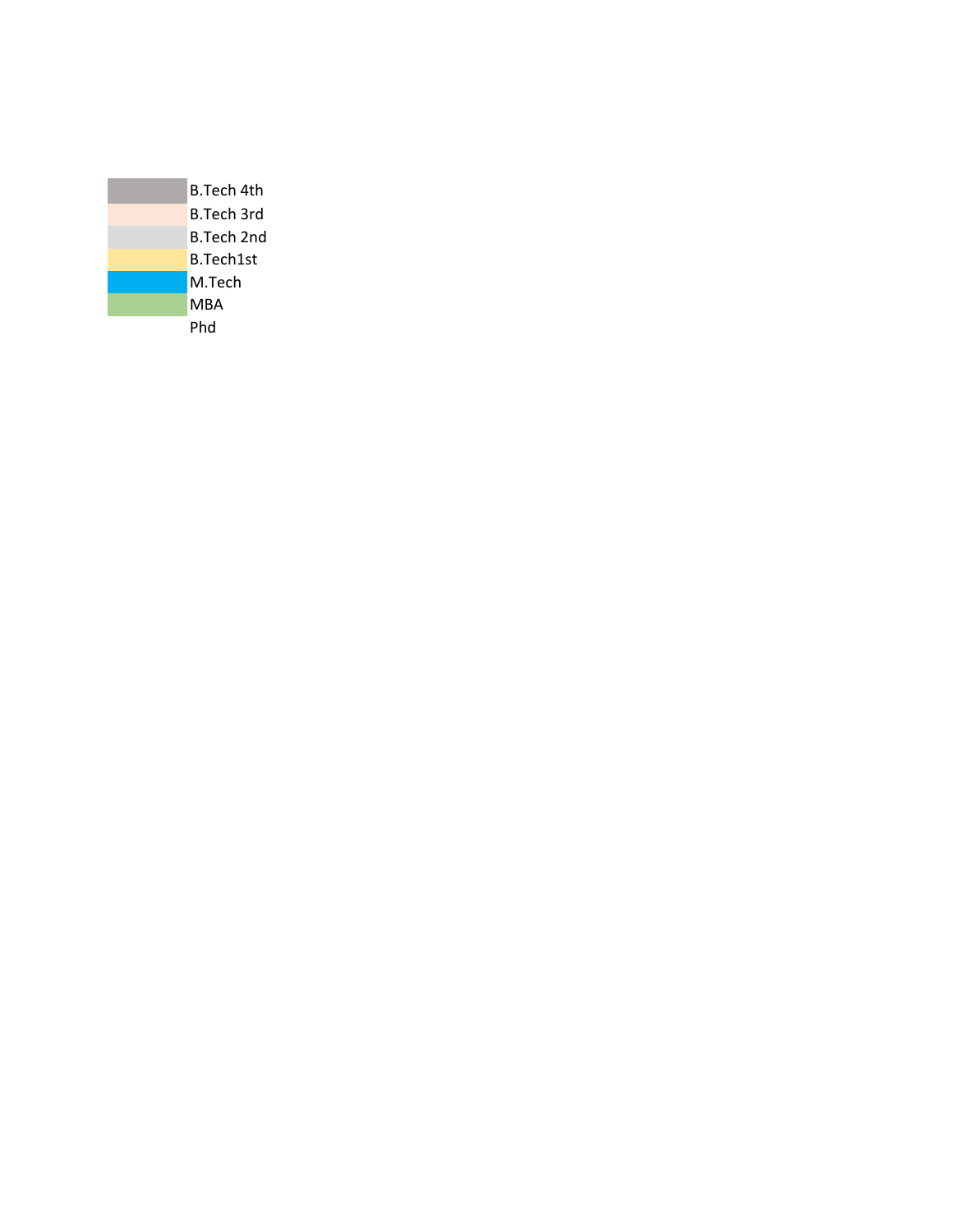| | |
|---|---|
| | B.Tech 4th |
| | B.Tech 3rd |
| | B.Tech 2nd |
| | B.Tech1st |
| | M.Tech |
| | MBA |
| | Phd |